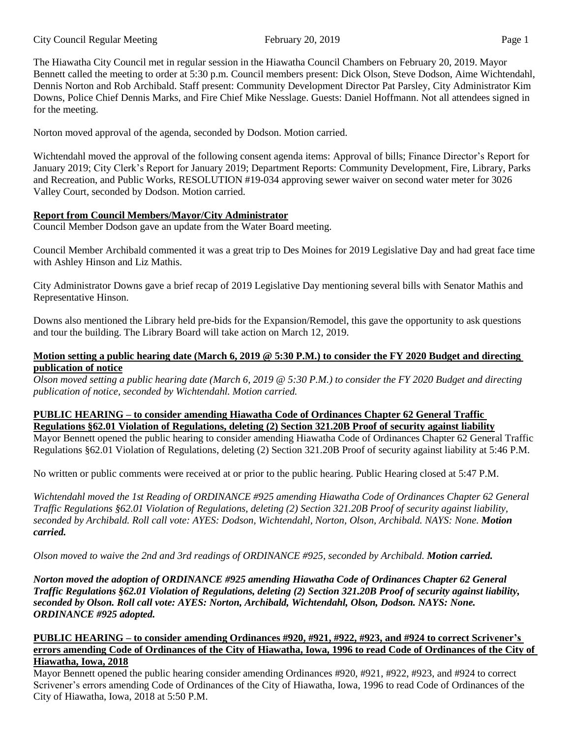The Hiawatha City Council met in regular session in the Hiawatha Council Chambers on February 20, 2019. Mayor Bennett called the meeting to order at 5:30 p.m. Council members present: Dick Olson, Steve Dodson, Aime Wichtendahl, Dennis Norton and Rob Archibald. Staff present: Community Development Director Pat Parsley, City Administrator Kim Downs, Police Chief Dennis Marks, and Fire Chief Mike Nesslage. Guests: Daniel Hoffmann. Not all attendees signed in for the meeting.

Norton moved approval of the agenda, seconded by Dodson. Motion carried.

Wichtendahl moved the approval of the following consent agenda items: Approval of bills; Finance Director's Report for January 2019; City Clerk's Report for January 2019; Department Reports: Community Development, Fire, Library, Parks and Recreation, and Public Works, RESOLUTION #19-034 approving sewer waiver on second water meter for 3026 Valley Court, seconded by Dodson. Motion carried.

**Report from Council Members/Mayor/City Administrator**

Council Member Dodson gave an update from the Water Board meeting.

Council Member Archibald commented it was a great trip to Des Moines for 2019 Legislative Day and had great face time with Ashley Hinson and Liz Mathis.

City Administrator Downs gave a brief recap of 2019 Legislative Day mentioning several bills with Senator Mathis and Representative Hinson.

Downs also mentioned the Library held pre-bids for the Expansion/Remodel, this gave the opportunity to ask questions and tour the building. The Library Board will take action on March 12, 2019.

**Motion setting a public hearing date (March 6, 2019 @ 5:30 P.M.) to consider the FY 2020 Budget and directing publication of notice**

*Olson moved setting a public hearing date (March 6, 2019 @ 5:30 P.M.) to consider the FY 2020 Budget and directing publication of notice, seconded by Wichtendahl. Motion carried.*

**PUBLIC HEARING – to consider amending Hiawatha Code of Ordinances Chapter 62 General Traffic Regulations §62.01 Violation of Regulations, deleting (2) Section 321.20B Proof of security against liability**

Mayor Bennett opened the public hearing to consider amending Hiawatha Code of Ordinances Chapter 62 General Traffic Regulations §62.01 Violation of Regulations, deleting (2) Section 321.20B Proof of security against liability at 5:46 P.M.

No written or public comments were received at or prior to the public hearing. Public Hearing closed at 5:47 P.M.

*Wichtendahl moved the 1st Reading of ORDINANCE #925 amending Hiawatha Code of Ordinances Chapter 62 General Traffic Regulations §62.01 Violation of Regulations, deleting (2) Section 321.20B Proof of security against liability, seconded by Archibald. Roll call vote: AYES: Dodson, Wichtendahl, Norton, Olson, Archibald. NAYS: None.* ***Motion carried.***

*Olson moved to waive the 2nd and 3rd readings of ORDINANCE #925, seconded by Archibald.* ***Motion carried.***

***Norton moved the adoption of ORDINANCE #925 amending Hiawatha Code of Ordinances Chapter 62 General Traffic Regulations §62.01 Violation of Regulations, deleting (2) Section 321.20B Proof of security against liability, seconded by Olson. Roll call vote: AYES: Norton, Archibald, Wichtendahl, Olson, Dodson. NAYS: None. ORDINANCE #925 adopted.***

**PUBLIC HEARING – to consider amending Ordinances #920, #921, #922, #923, and #924 to correct Scrivener's errors amending Code of Ordinances of the City of Hiawatha, Iowa, 1996 to read Code of Ordinances of the City of Hiawatha, Iowa, 2018**

Mayor Bennett opened the public hearing consider amending Ordinances #920, #921, #922, #923, and #924 to correct Scrivener's errors amending Code of Ordinances of the City of Hiawatha, Iowa, 1996 to read Code of Ordinances of the City of Hiawatha, Iowa, 2018 at 5:50 P.M.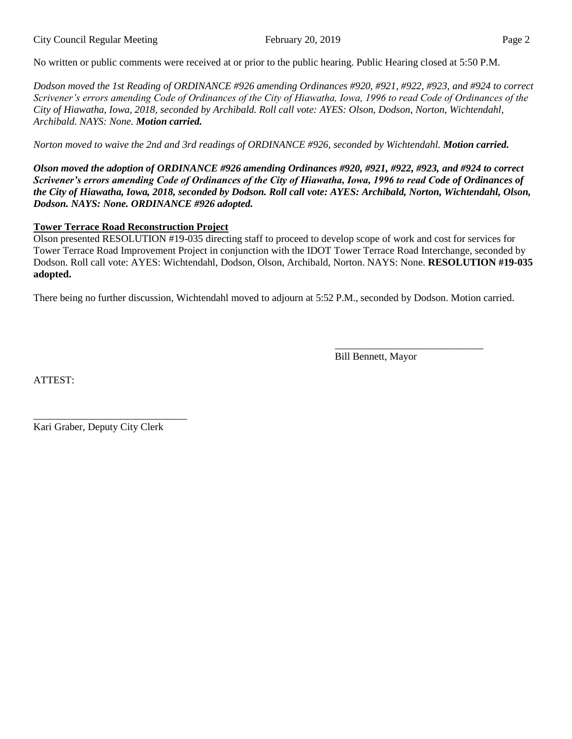No written or public comments were received at or prior to the public hearing. Public Hearing closed at 5:50 P.M.

*Dodson moved the 1st Reading of ORDINANCE #926 amending Ordinances #920, #921, #922, #923, and #924 to correct Scrivener's errors amending Code of Ordinances of the City of Hiawatha, Iowa, 1996 to read Code of Ordinances of the City of Hiawatha, Iowa, 2018, seconded by Archibald. Roll call vote: AYES: Olson, Dodson, Norton, Wichtendahl, Archibald. NAYS: None. **Motion carried.***

*Norton moved to waive the 2nd and 3rd readings of ORDINANCE #926, seconded by Wichtendahl. **Motion carried.***

***Olson moved the adoption of ORDINANCE #926 amending Ordinances #920, #921, #922, #923, and #924 to correct Scrivener's errors amending Code of Ordinances of the City of Hiawatha, Iowa, 1996 to read Code of Ordinances of the City of Hiawatha, Iowa, 2018, seconded by Dodson. Roll call vote: AYES: Archibald, Norton, Wichtendahl, Olson, Dodson. NAYS: None. ORDINANCE #926 adopted.***

**Tower Terrace Road Reconstruction Project**

Olson presented RESOLUTION #19-035 directing staff to proceed to develop scope of work and cost for services for Tower Terrace Road Improvement Project in conjunction with the IDOT Tower Terrace Road Interchange, seconded by Dodson. Roll call vote: AYES: Wichtendahl, Dodson, Olson, Archibald, Norton. NAYS: None. **RESOLUTION #19-035 adopted.**

There being no further discussion, Wichtendahl moved to adjourn at 5:52 P.M., seconded by Dodson. Motion carried.

_____________________________

Bill Bennett, Mayor

ATTEST:

_____________________________

Kari Graber, Deputy City Clerk